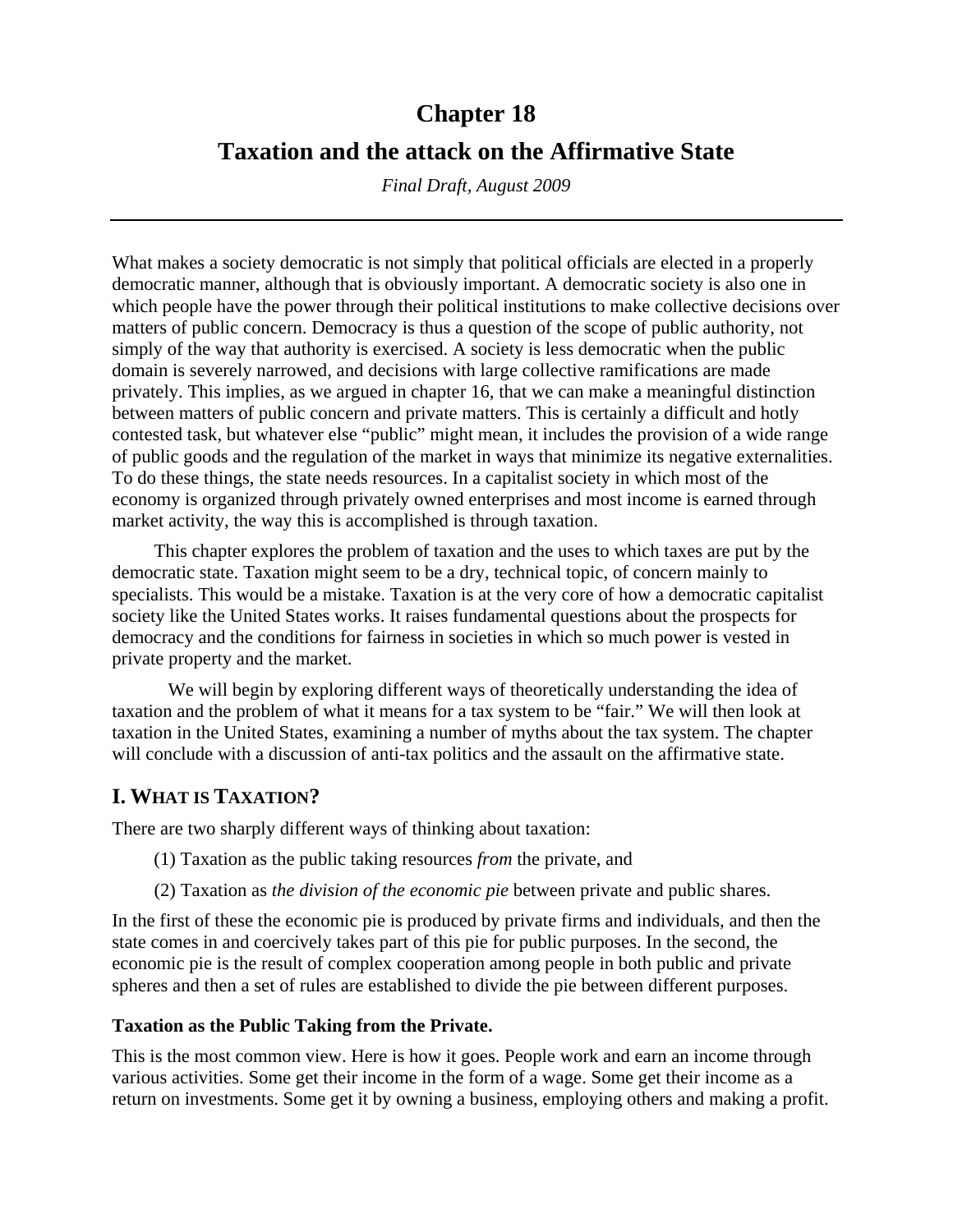# Chapter 18

# Taxation and the attack on the Affirmative State

*Final Draft, August 2009*

---

What makes a society democratic is not simply that political officials are elected in a properly democratic manner, although that is obviously important. A democratic society is also one in which people have the power through their political institutions to make collective decisions over matters of public concern. Democracy is thus a question of the scope of public authority, not simply of the way that authority is exercised. A society is less democratic when the public domain is severely narrowed, and decisions with large collective ramifications are made privately. This implies, as we argued in chapter 16, that we can make a meaningful distinction between matters of public concern and private matters. This is certainly a difficult and hotly contested task, but whatever else "public" might mean, it includes the provision of a wide range of public goods and the regulation of the market in ways that minimize its negative externalities. To do these things, the state needs resources. In a capitalist society in which most of the economy is organized through privately owned enterprises and most income is earned through market activity, the way this is accomplished is through taxation.

This chapter explores the problem of taxation and the uses to which taxes are put by the democratic state. Taxation might seem to be a dry, technical topic, of concern mainly to specialists. This would be a mistake. Taxation is at the very core of how a democratic capitalist society like the United States works. It raises fundamental questions about the prospects for democracy and the conditions for fairness in societies in which so much power is vested in private property and the market.

We will begin by exploring different ways of theoretically understanding the idea of taxation and the problem of what it means for a tax system to be "fair." We will then look at taxation in the United States, examining a number of myths about the tax system. The chapter will conclude with a discussion of anti-tax politics and the assault on the affirmative state.

## I. What is Taxation?

There are two sharply different ways of thinking about taxation:

(1) Taxation as the public taking resources *from* the private, and

(2) Taxation as *the division of the economic pie* between private and public shares.

In the first of these the economic pie is produced by private firms and individuals, and then the state comes in and coercively takes part of this pie for public purposes. In the second, the economic pie is the result of complex cooperation among people in both public and private spheres and then a set of rules are established to divide the pie between different purposes.

### Taxation as the Public Taking from the Private.

This is the most common view. Here is how it goes. People work and earn an income through various activities. Some get their income in the form of a wage. Some get their income as a return on investments. Some get it by owning a business, employing others and making a profit.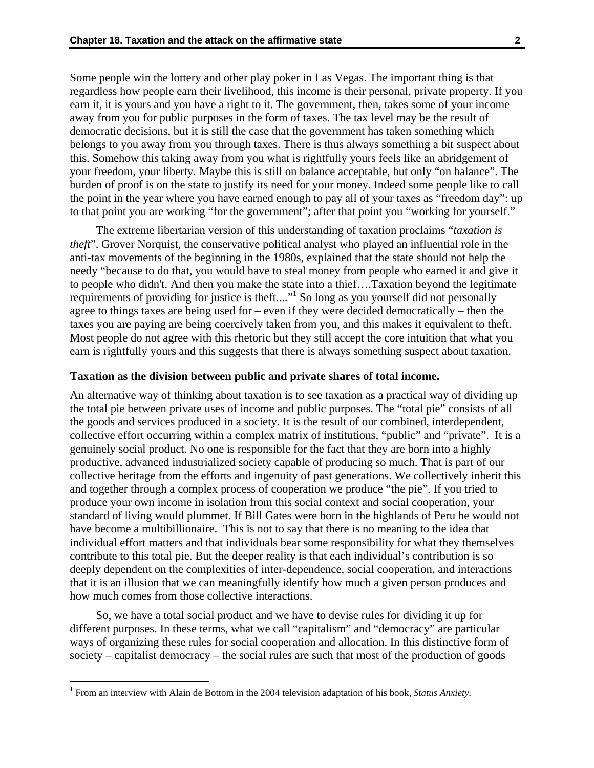Some people win the lottery and other play poker in Las Vegas. The important thing is that regardless how people earn their livelihood, this income is their personal, private property. If you earn it, it is yours and you have a right to it. The government, then, takes some of your income away from you for public purposes in the form of taxes. The tax level may be the result of democratic decisions, but it is still the case that the government has taken something which belongs to you away from you through taxes. There is thus always something a bit suspect about this. Somehow this taking away from you what is rightfully yours feels like an abridgement of your freedom, your liberty. Maybe this is still on balance acceptable, but only "on balance". The burden of proof is on the state to justify its need for your money. Indeed some people like to call the point in the year where you have earned enough to pay all of your taxes as "freedom day": up to that point you are working "for the government"; after that point you "working for yourself."

The extreme libertarian version of this understanding of taxation proclaims "*taxation is theft*". Grover Norquist, the conservative political analyst who played an influential role in the anti-tax movements of the beginning in the 1980s, explained that the state should not help the needy "because to do that, you would have to steal money from people who earned it and give it to people who didn't. And then you make the state into a thief….Taxation beyond the legitimate requirements of providing for justice is theft...."[1] So long as you yourself did not personally agree to things taxes are being used for – even if they were decided democratically – then the taxes you are paying are being coercively taken from you, and this makes it equivalent to theft. Most people do not agree with this rhetoric but they still accept the core intuition that what you earn is rightfully yours and this suggests that there is always something suspect about taxation.

**Taxation as the division between public and private shares of total income.**

An alternative way of thinking about taxation is to see taxation as a practical way of dividing up the total pie between private uses of income and public purposes. The "total pie" consists of all the goods and services produced in a society. It is the result of our combined, interdependent, collective effort occurring within a complex matrix of institutions, "public" and "private". It is a genuinely social product. No one is responsible for the fact that they are born into a highly productive, advanced industrialized society capable of producing so much. That is part of our collective heritage from the efforts and ingenuity of past generations. We collectively inherit this and together through a complex process of cooperation we produce "the pie". If you tried to produce your own income in isolation from this social context and social cooperation, your standard of living would plummet. If Bill Gates were born in the highlands of Peru he would not have become a multibillionaire. This is not to say that there is no meaning to the idea that individual effort matters and that individuals bear some responsibility for what they themselves contribute to this total pie. But the deeper reality is that each individual's contribution is so deeply dependent on the complexities of inter-dependence, social cooperation, and interactions that it is an illusion that we can meaningfully identify how much a given person produces and how much comes from those collective interactions.

So, we have a total social product and we have to devise rules for dividing it up for different purposes. In these terms, what we call "capitalism" and "democracy" are particular ways of organizing these rules for social cooperation and allocation. In this distinctive form of society – capitalist democracy – the social rules are such that most of the production of goods

[1] From an interview with Alain de Bottom in the 2004 television adaptation of his book, *Status Anxiety.*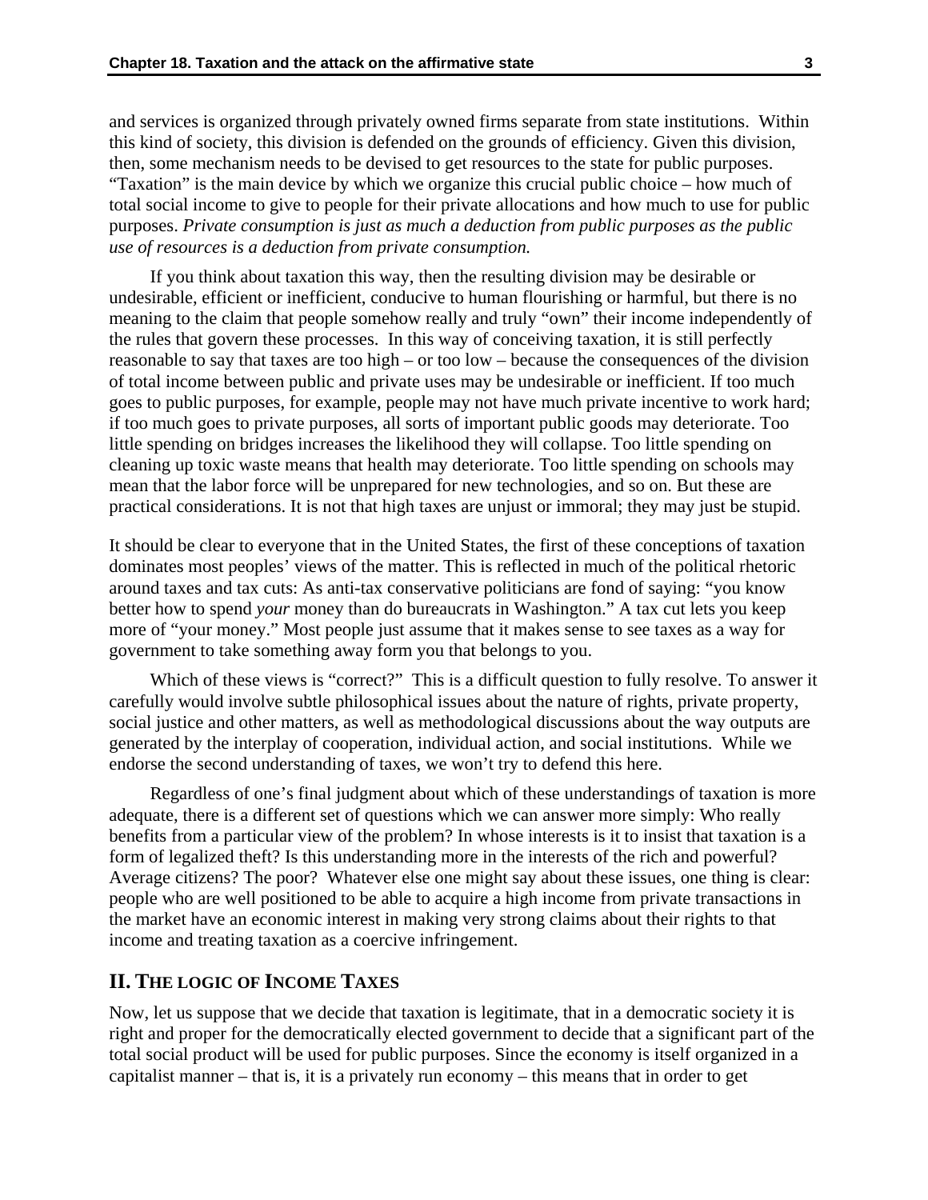and services is organized through privately owned firms separate from state institutions. Within this kind of society, this division is defended on the grounds of efficiency. Given this division, then, some mechanism needs to be devised to get resources to the state for public purposes. "Taxation" is the main device by which we organize this crucial public choice – how much of total social income to give to people for their private allocations and how much to use for public purposes. *Private consumption is just as much a deduction from public purposes as the public use of resources is a deduction from private consumption.*

If you think about taxation this way, then the resulting division may be desirable or undesirable, efficient or inefficient, conducive to human flourishing or harmful, but there is no meaning to the claim that people somehow really and truly "own" their income independently of the rules that govern these processes. In this way of conceiving taxation, it is still perfectly reasonable to say that taxes are too high – or too low – because the consequences of the division of total income between public and private uses may be undesirable or inefficient. If too much goes to public purposes, for example, people may not have much private incentive to work hard; if too much goes to private purposes, all sorts of important public goods may deteriorate. Too little spending on bridges increases the likelihood they will collapse. Too little spending on cleaning up toxic waste means that health may deteriorate. Too little spending on schools may mean that the labor force will be unprepared for new technologies, and so on. But these are practical considerations. It is not that high taxes are unjust or immoral; they may just be stupid.

It should be clear to everyone that in the United States, the first of these conceptions of taxation dominates most peoples' views of the matter. This is reflected in much of the political rhetoric around taxes and tax cuts: As anti-tax conservative politicians are fond of saying: "you know better how to spend *your* money than do bureaucrats in Washington." A tax cut lets you keep more of "your money." Most people just assume that it makes sense to see taxes as a way for government to take something away form you that belongs to you.

Which of these views is "correct?" This is a difficult question to fully resolve. To answer it carefully would involve subtle philosophical issues about the nature of rights, private property, social justice and other matters, as well as methodological discussions about the way outputs are generated by the interplay of cooperation, individual action, and social institutions. While we endorse the second understanding of taxes, we won't try to defend this here.

Regardless of one's final judgment about which of these understandings of taxation is more adequate, there is a different set of questions which we can answer more simply: Who really benefits from a particular view of the problem? In whose interests is it to insist that taxation is a form of legalized theft? Is this understanding more in the interests of the rich and powerful? Average citizens? The poor? Whatever else one might say about these issues, one thing is clear: people who are well positioned to be able to acquire a high income from private transactions in the market have an economic interest in making very strong claims about their rights to that income and treating taxation as a coercive infringement.

## II. The Logic of Income Taxes

Now, let us suppose that we decide that taxation is legitimate, that in a democratic society it is right and proper for the democratically elected government to decide that a significant part of the total social product will be used for public purposes. Since the economy is itself organized in a capitalist manner – that is, it is a privately run economy – this means that in order to get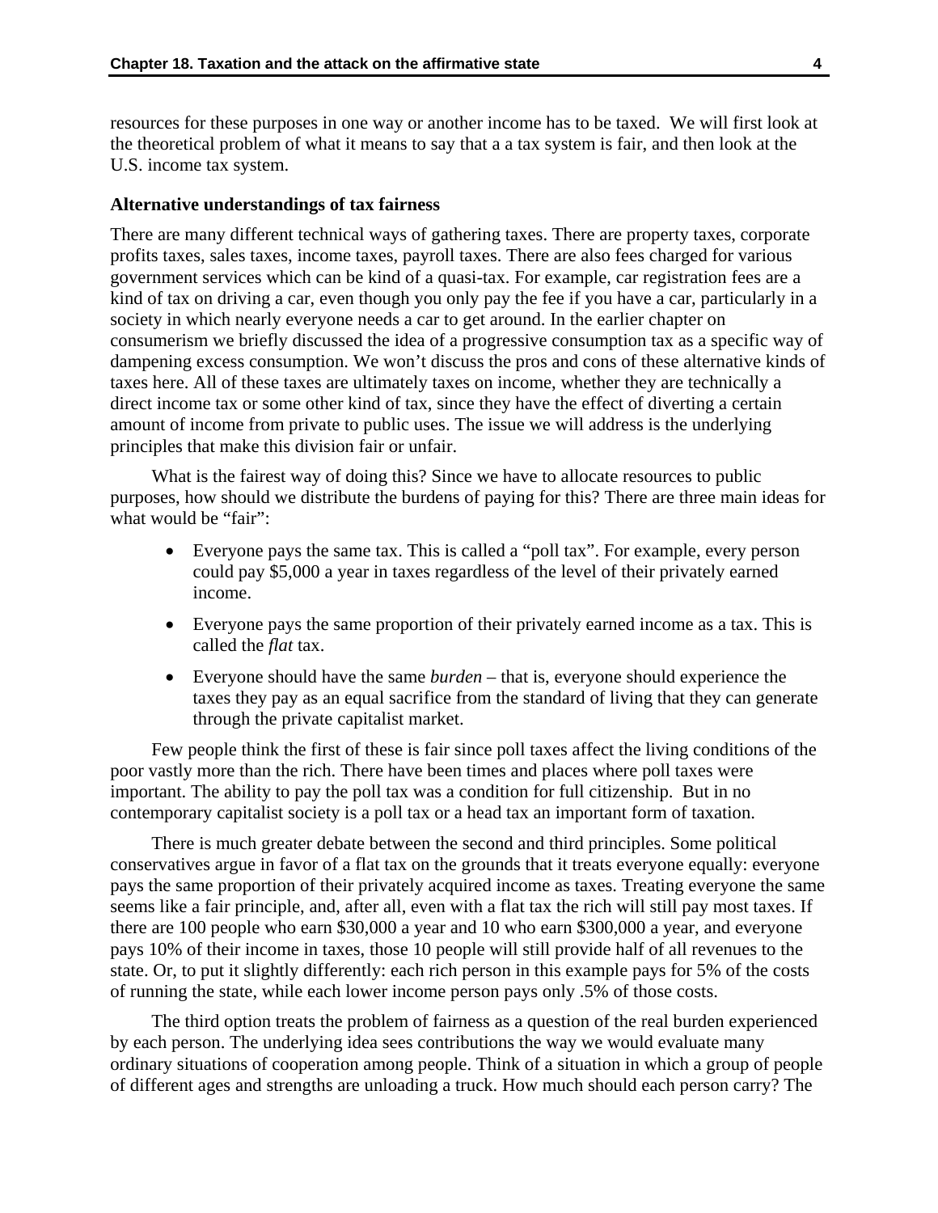resources for these purposes in one way or another income has to be taxed. We will first look at the theoretical problem of what it means to say that a a tax system is fair, and then look at the U.S. income tax system.

**Alternative understandings of tax fairness**

There are many different technical ways of gathering taxes. There are property taxes, corporate profits taxes, sales taxes, income taxes, payroll taxes. There are also fees charged for various government services which can be kind of a quasi-tax. For example, car registration fees are a kind of tax on driving a car, even though you only pay the fee if you have a car, particularly in a society in which nearly everyone needs a car to get around. In the earlier chapter on consumerism we briefly discussed the idea of a progressive consumption tax as a specific way of dampening excess consumption. We won't discuss the pros and cons of these alternative kinds of taxes here. All of these taxes are ultimately taxes on income, whether they are technically a direct income tax or some other kind of tax, since they have the effect of diverting a certain amount of income from private to public uses. The issue we will address is the underlying principles that make this division fair or unfair.

What is the fairest way of doing this? Since we have to allocate resources to public purposes, how should we distribute the burdens of paying for this? There are three main ideas for what would be "fair":

- Everyone pays the same tax. This is called a "poll tax". For example, every person could pay $5,000 a year in taxes regardless of the level of their privately earned income.
- Everyone pays the same proportion of their privately earned income as a tax. This is called the *flat* tax.
- Everyone should have the same *burden* – that is, everyone should experience the taxes they pay as an equal sacrifice from the standard of living that they can generate through the private capitalist market.

Few people think the first of these is fair since poll taxes affect the living conditions of the poor vastly more than the rich. There have been times and places where poll taxes were important. The ability to pay the poll tax was a condition for full citizenship. But in no contemporary capitalist society is a poll tax or a head tax an important form of taxation.

There is much greater debate between the second and third principles. Some political conservatives argue in favor of a flat tax on the grounds that it treats everyone equally: everyone pays the same proportion of their privately acquired income as taxes. Treating everyone the same seems like a fair principle, and, after all, even with a flat tax the rich will still pay most taxes. If there are 100 people who earn $30,000 a year and 10 who earn $300,000 a year, and everyone pays 10% of their income in taxes, those 10 people will still provide half of all revenues to the state. Or, to put it slightly differently: each rich person in this example pays for 5% of the costs of running the state, while each lower income person pays only .5% of those costs.

The third option treats the problem of fairness as a question of the real burden experienced by each person. The underlying idea sees contributions the way we would evaluate many ordinary situations of cooperation among people. Think of a situation in which a group of people of different ages and strengths are unloading a truck. How much should each person carry? The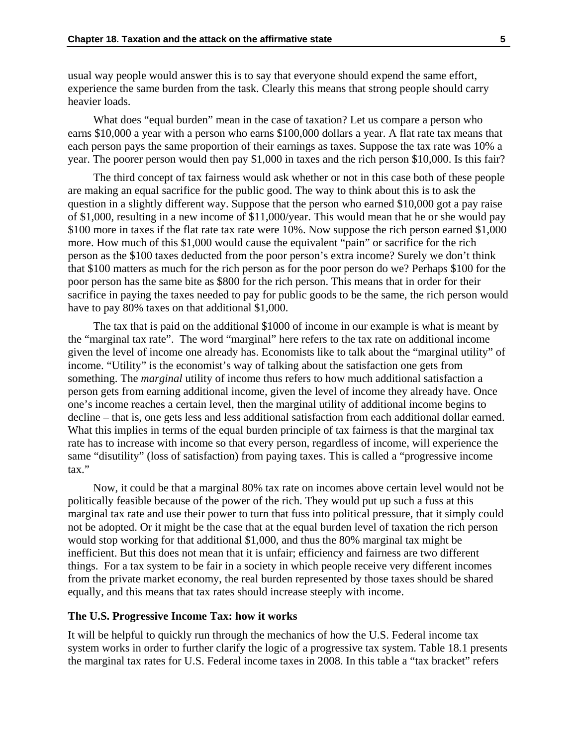usual way people would answer this is to say that everyone should expend the same effort, experience the same burden from the task. Clearly this means that strong people should carry heavier loads.

What does "equal burden" mean in the case of taxation? Let us compare a person who earns $10,000 a year with a person who earns $100,000 dollars a year. A flat rate tax means that each person pays the same proportion of their earnings as taxes. Suppose the tax rate was 10% a year. The poorer person would then pay $1,000 in taxes and the rich person $10,000. Is this fair?

The third concept of tax fairness would ask whether or not in this case both of these people are making an equal sacrifice for the public good. The way to think about this is to ask the question in a slightly different way. Suppose that the person who earned $10,000 got a pay raise of $1,000, resulting in a new income of $11,000/year. This would mean that he or she would pay $100 more in taxes if the flat rate tax rate were 10%. Now suppose the rich person earned $1,000 more. How much of this $1,000 would cause the equivalent "pain" or sacrifice for the rich person as the $100 taxes deducted from the poor person's extra income? Surely we don't think that $100 matters as much for the rich person as for the poor person do we? Perhaps $100 for the poor person has the same bite as $800 for the rich person. This means that in order for their sacrifice in paying the taxes needed to pay for public goods to be the same, the rich person would have to pay 80% taxes on that additional $1,000.

The tax that is paid on the additional $1000 of income in our example is what is meant by the "marginal tax rate". The word "marginal" here refers to the tax rate on additional income given the level of income one already has. Economists like to talk about the "marginal utility" of income. "Utility" is the economist's way of talking about the satisfaction one gets from something. The *marginal* utility of income thus refers to how much additional satisfaction a person gets from earning additional income, given the level of income they already have. Once one's income reaches a certain level, then the marginal utility of additional income begins to decline – that is, one gets less and less additional satisfaction from each additional dollar earned. What this implies in terms of the equal burden principle of tax fairness is that the marginal tax rate has to increase with income so that every person, regardless of income, will experience the same "disutility" (loss of satisfaction) from paying taxes. This is called a "progressive income tax."

Now, it could be that a marginal 80% tax rate on incomes above certain level would not be politically feasible because of the power of the rich. They would put up such a fuss at this marginal tax rate and use their power to turn that fuss into political pressure, that it simply could not be adopted. Or it might be the case that at the equal burden level of taxation the rich person would stop working for that additional $1,000, and thus the 80% marginal tax might be inefficient. But this does not mean that it is unfair; efficiency and fairness are two different things. For a tax system to be fair in a society in which people receive very different incomes from the private market economy, the real burden represented by those taxes should be shared equally, and this means that tax rates should increase steeply with income.

### The U.S. Progressive Income Tax: how it works

It will be helpful to quickly run through the mechanics of how the U.S. Federal income tax system works in order to further clarify the logic of a progressive tax system. Table 18.1 presents the marginal tax rates for U.S. Federal income taxes in 2008. In this table a "tax bracket" refers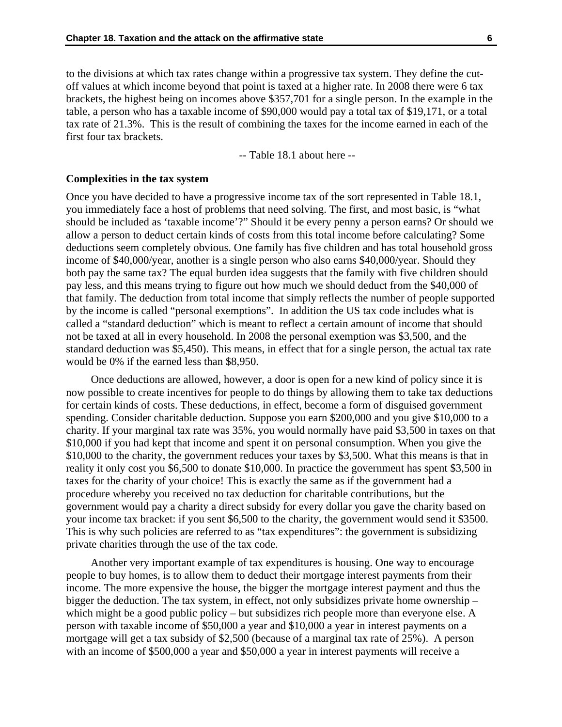to the divisions at which tax rates change within a progressive tax system. They define the cut-off values at which income beyond that point is taxed at a higher rate. In 2008 there were 6 tax brackets, the highest being on incomes above $357,701 for a single person. In the example in the table, a person who has a taxable income of $90,000 would pay a total tax of $19,171, or a total tax rate of 21.3%. This is the result of combining the taxes for the income earned in each of the first four tax brackets.

-- Table 18.1 about here --

### Complexities in the tax system

Once you have decided to have a progressive income tax of the sort represented in Table 18.1, you immediately face a host of problems that need solving. The first, and most basic, is "what should be included as 'taxable income'?" Should it be every penny a person earns? Or should we allow a person to deduct certain kinds of costs from this total income before calculating? Some deductions seem completely obvious. One family has five children and has total household gross income of $40,000/year, another is a single person who also earns $40,000/year. Should they both pay the same tax? The equal burden idea suggests that the family with five children should pay less, and this means trying to figure out how much we should deduct from the $40,000 of that family. The deduction from total income that simply reflects the number of people supported by the income is called "personal exemptions". In addition the US tax code includes what is called a "standard deduction" which is meant to reflect a certain amount of income that should not be taxed at all in every household. In 2008 the personal exemption was $3,500, and the standard deduction was $5,450). This means, in effect that for a single person, the actual tax rate would be 0% if the earned less than $8,950.

Once deductions are allowed, however, a door is open for a new kind of policy since it is now possible to create incentives for people to do things by allowing them to take tax deductions for certain kinds of costs. These deductions, in effect, become a form of disguised government spending. Consider charitable deduction. Suppose you earn $200,000 and you give $10,000 to a charity. If your marginal tax rate was 35%, you would normally have paid $3,500 in taxes on that $10,000 if you had kept that income and spent it on personal consumption. When you give the $10,000 to the charity, the government reduces your taxes by $3,500. What this means is that in reality it only cost you $6,500 to donate $10,000. In practice the government has spent $3,500 in taxes for the charity of your choice! This is exactly the same as if the government had a procedure whereby you received no tax deduction for charitable contributions, but the government would pay a charity a direct subsidy for every dollar you gave the charity based on your income tax bracket: if you sent $6,500 to the charity, the government would send it $3500. This is why such policies are referred to as "tax expenditures": the government is subsidizing private charities through the use of the tax code.

Another very important example of tax expenditures is housing. One way to encourage people to buy homes, is to allow them to deduct their mortgage interest payments from their income. The more expensive the house, the bigger the mortgage interest payment and thus the bigger the deduction. The tax system, in effect, not only subsidizes private home ownership – which might be a good public policy – but subsidizes rich people more than everyone else. A person with taxable income of $50,000 a year and $10,000 a year in interest payments on a mortgage will get a tax subsidy of $2,500 (because of a marginal tax rate of 25%). A person with an income of $500,000 a year and $50,000 a year in interest payments will receive a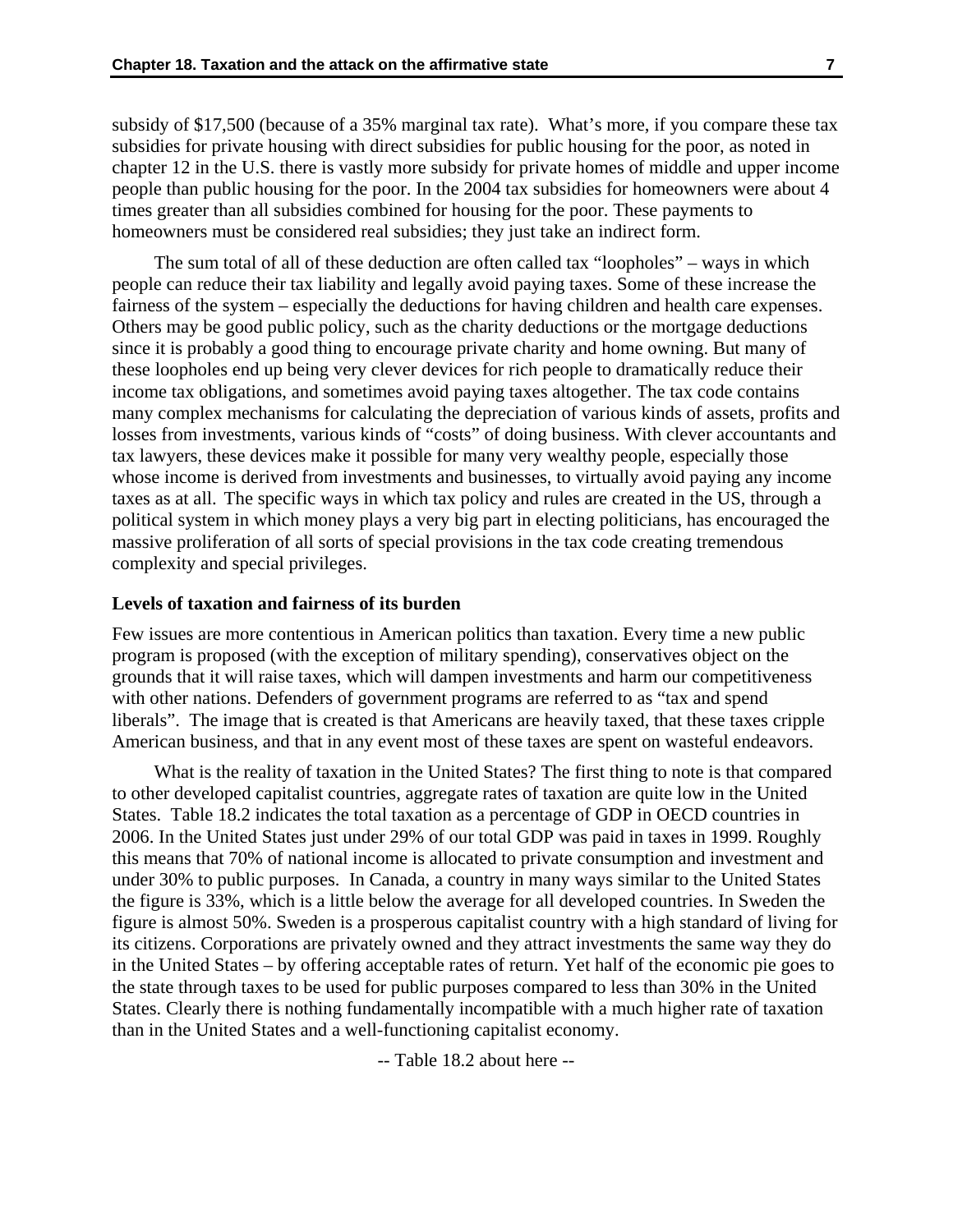subsidy of $17,500 (because of a 35% marginal tax rate). What's more, if you compare these tax subsidies for private housing with direct subsidies for public housing for the poor, as noted in chapter 12 in the U.S. there is vastly more subsidy for private homes of middle and upper income people than public housing for the poor. In the 2004 tax subsidies for homeowners were about 4 times greater than all subsidies combined for housing for the poor. These payments to homeowners must be considered real subsidies; they just take an indirect form.

The sum total of all of these deduction are often called tax "loopholes" – ways in which people can reduce their tax liability and legally avoid paying taxes. Some of these increase the fairness of the system – especially the deductions for having children and health care expenses. Others may be good public policy, such as the charity deductions or the mortgage deductions since it is probably a good thing to encourage private charity and home owning. But many of these loopholes end up being very clever devices for rich people to dramatically reduce their income tax obligations, and sometimes avoid paying taxes altogether. The tax code contains many complex mechanisms for calculating the depreciation of various kinds of assets, profits and losses from investments, various kinds of "costs" of doing business. With clever accountants and tax lawyers, these devices make it possible for many very wealthy people, especially those whose income is derived from investments and businesses, to virtually avoid paying any income taxes as at all. The specific ways in which tax policy and rules are created in the US, through a political system in which money plays a very big part in electing politicians, has encouraged the massive proliferation of all sorts of special provisions in the tax code creating tremendous complexity and special privileges.

### Levels of taxation and fairness of its burden

Few issues are more contentious in American politics than taxation. Every time a new public program is proposed (with the exception of military spending), conservatives object on the grounds that it will raise taxes, which will dampen investments and harm our competitiveness with other nations. Defenders of government programs are referred to as "tax and spend liberals". The image that is created is that Americans are heavily taxed, that these taxes cripple American business, and that in any event most of these taxes are spent on wasteful endeavors.

What is the reality of taxation in the United States? The first thing to note is that compared to other developed capitalist countries, aggregate rates of taxation are quite low in the United States. Table 18.2 indicates the total taxation as a percentage of GDP in OECD countries in 2006. In the United States just under 29% of our total GDP was paid in taxes in 1999. Roughly this means that 70% of national income is allocated to private consumption and investment and under 30% to public purposes. In Canada, a country in many ways similar to the United States the figure is 33%, which is a little below the average for all developed countries. In Sweden the figure is almost 50%. Sweden is a prosperous capitalist country with a high standard of living for its citizens. Corporations are privately owned and they attract investments the same way they do in the United States – by offering acceptable rates of return. Yet half of the economic pie goes to the state through taxes to be used for public purposes compared to less than 30% in the United States. Clearly there is nothing fundamentally incompatible with a much higher rate of taxation than in the United States and a well-functioning capitalist economy.

-- Table 18.2 about here --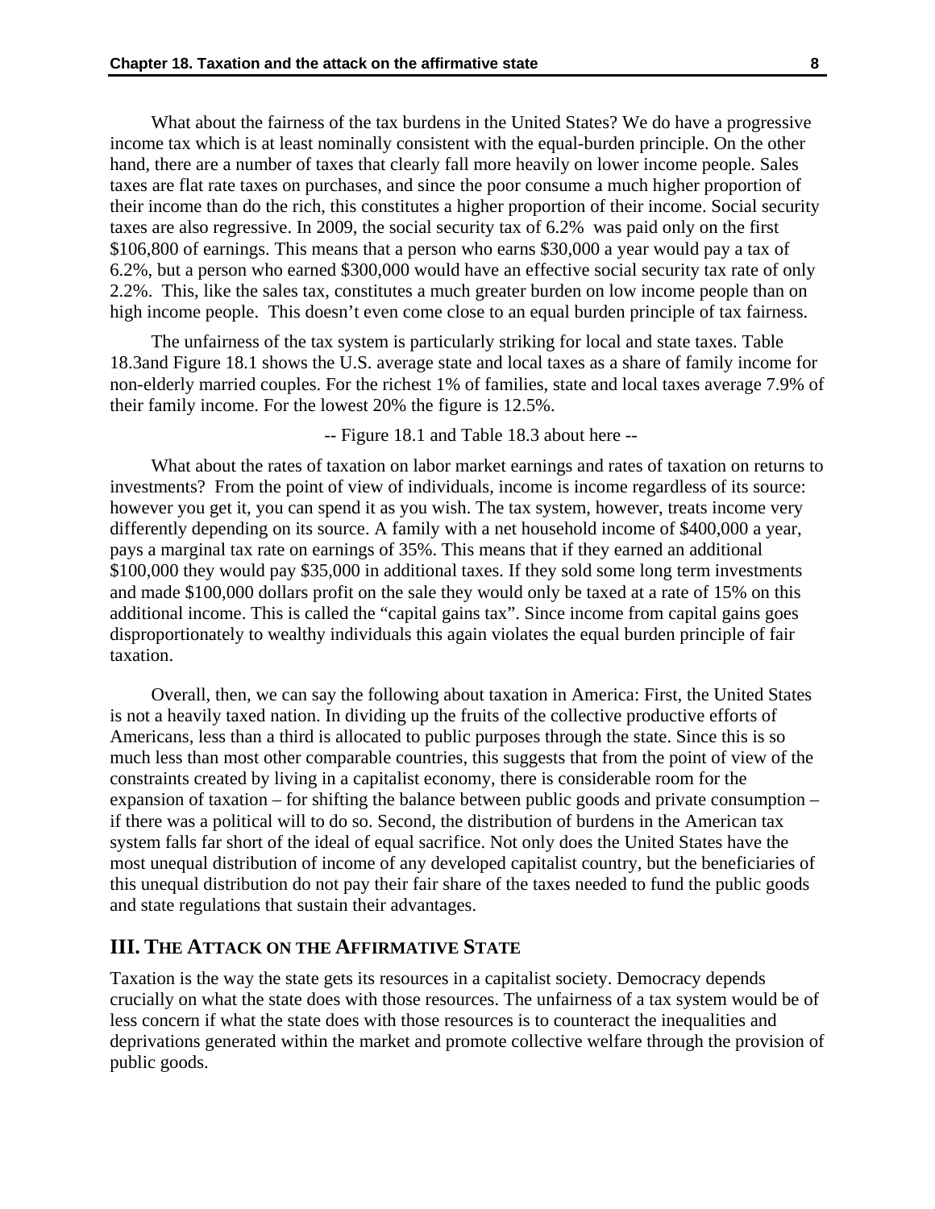What about the fairness of the tax burdens in the United States? We do have a progressive income tax which is at least nominally consistent with the equal-burden principle. On the other hand, there are a number of taxes that clearly fall more heavily on lower income people. Sales taxes are flat rate taxes on purchases, and since the poor consume a much higher proportion of their income than do the rich, this constitutes a higher proportion of their income. Social security taxes are also regressive. In 2009, the social security tax of 6.2% was paid only on the first $106,800 of earnings. This means that a person who earns $30,000 a year would pay a tax of 6.2%, but a person who earned $300,000 would have an effective social security tax rate of only 2.2%. This, like the sales tax, constitutes a much greater burden on low income people than on high income people. This doesn't even come close to an equal burden principle of tax fairness.

The unfairness of the tax system is particularly striking for local and state taxes. Table 18.3and Figure 18.1 shows the U.S. average state and local taxes as a share of family income for non-elderly married couples. For the richest 1% of families, state and local taxes average 7.9% of their family income. For the lowest 20% the figure is 12.5%.

-- Figure 18.1 and Table 18.3 about here --

What about the rates of taxation on labor market earnings and rates of taxation on returns to investments? From the point of view of individuals, income is income regardless of its source: however you get it, you can spend it as you wish. The tax system, however, treats income very differently depending on its source. A family with a net household income of $400,000 a year, pays a marginal tax rate on earnings of 35%. This means that if they earned an additional $100,000 they would pay $35,000 in additional taxes. If they sold some long term investments and made $100,000 dollars profit on the sale they would only be taxed at a rate of 15% on this additional income. This is called the "capital gains tax". Since income from capital gains goes disproportionately to wealthy individuals this again violates the equal burden principle of fair taxation.

Overall, then, we can say the following about taxation in America: First, the United States is not a heavily taxed nation. In dividing up the fruits of the collective productive efforts of Americans, less than a third is allocated to public purposes through the state. Since this is so much less than most other comparable countries, this suggests that from the point of view of the constraints created by living in a capitalist economy, there is considerable room for the expansion of taxation – for shifting the balance between public goods and private consumption – if there was a political will to do so. Second, the distribution of burdens in the American tax system falls far short of the ideal of equal sacrifice. Not only does the United States have the most unequal distribution of income of any developed capitalist country, but the beneficiaries of this unequal distribution do not pay their fair share of the taxes needed to fund the public goods and state regulations that sustain their advantages.

## III. The Attack on the Affirmative State

Taxation is the way the state gets its resources in a capitalist society. Democracy depends crucially on what the state does with those resources. The unfairness of a tax system would be of less concern if what the state does with those resources is to counteract the inequalities and deprivations generated within the market and promote collective welfare through the provision of public goods.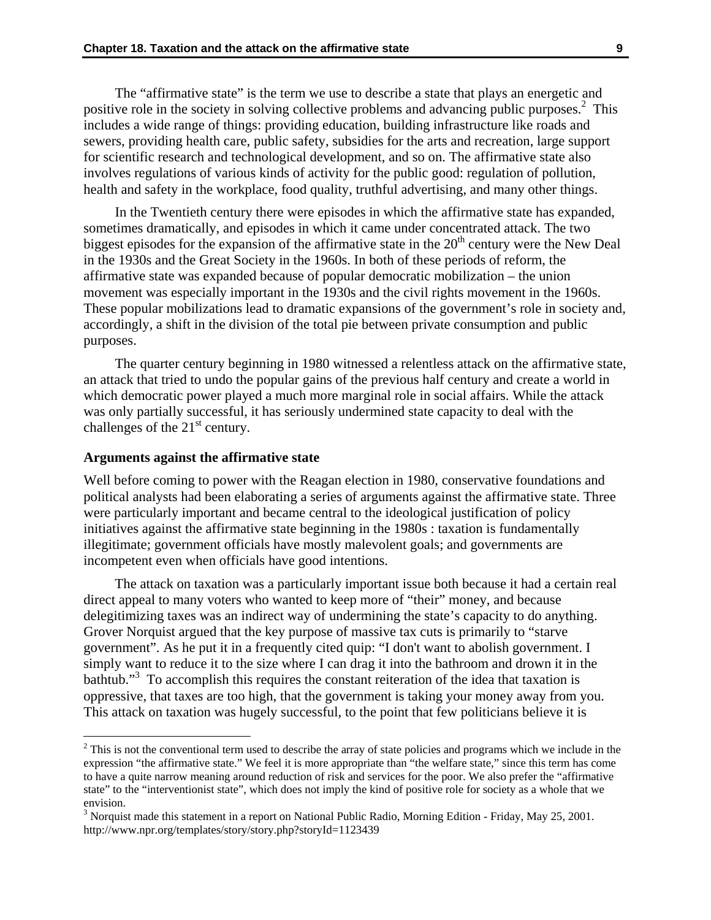The "affirmative state" is the term we use to describe a state that plays an energetic and positive role in the society in solving collective problems and advancing public purposes.[2] This includes a wide range of things: providing education, building infrastructure like roads and sewers, providing health care, public safety, subsidies for the arts and recreation, large support for scientific research and technological development, and so on. The affirmative state also involves regulations of various kinds of activity for the public good: regulation of pollution, health and safety in the workplace, food quality, truthful advertising, and many other things.

In the Twentieth century there were episodes in which the affirmative state has expanded, sometimes dramatically, and episodes in which it came under concentrated attack. The two biggest episodes for the expansion of the affirmative state in the 20th century were the New Deal in the 1930s and the Great Society in the 1960s. In both of these periods of reform, the affirmative state was expanded because of popular democratic mobilization – the union movement was especially important in the 1930s and the civil rights movement in the 1960s. These popular mobilizations lead to dramatic expansions of the government's role in society and, accordingly, a shift in the division of the total pie between private consumption and public purposes.

The quarter century beginning in 1980 witnessed a relentless attack on the affirmative state, an attack that tried to undo the popular gains of the previous half century and create a world in which democratic power played a much more marginal role in social affairs. While the attack was only partially successful, it has seriously undermined state capacity to deal with the challenges of the 21st century.

### Arguments against the affirmative state

Well before coming to power with the Reagan election in 1980, conservative foundations and political analysts had been elaborating a series of arguments against the affirmative state. Three were particularly important and became central to the ideological justification of policy initiatives against the affirmative state beginning in the 1980s : taxation is fundamentally illegitimate; government officials have mostly malevolent goals; and governments are incompetent even when officials have good intentions.

The attack on taxation was a particularly important issue both because it had a certain real direct appeal to many voters who wanted to keep more of "their" money, and because delegitimizing taxes was an indirect way of undermining the state's capacity to do anything. Grover Norquist argued that the key purpose of massive tax cuts is primarily to "starve government". As he put it in a frequently cited quip: "I don't want to abolish government. I simply want to reduce it to the size where I can drag it into the bathroom and drown it in the bathtub."[3] To accomplish this requires the constant reiteration of the idea that taxation is oppressive, that taxes are too high, that the government is taking your money away from you. This attack on taxation was hugely successful, to the point that few politicians believe it is

---

[2] This is not the conventional term used to describe the array of state policies and programs which we include in the expression "the affirmative state." We feel it is more appropriate than "the welfare state," since this term has come to have a quite narrow meaning around reduction of risk and services for the poor. We also prefer the "affirmative state" to the "interventionist state", which does not imply the kind of positive role for society as a whole that we envision.

[3] Norquist made this statement in a report on National Public Radio, Morning Edition - Friday, May 25, 2001. http://www.npr.org/templates/story/story.php?storyId=1123439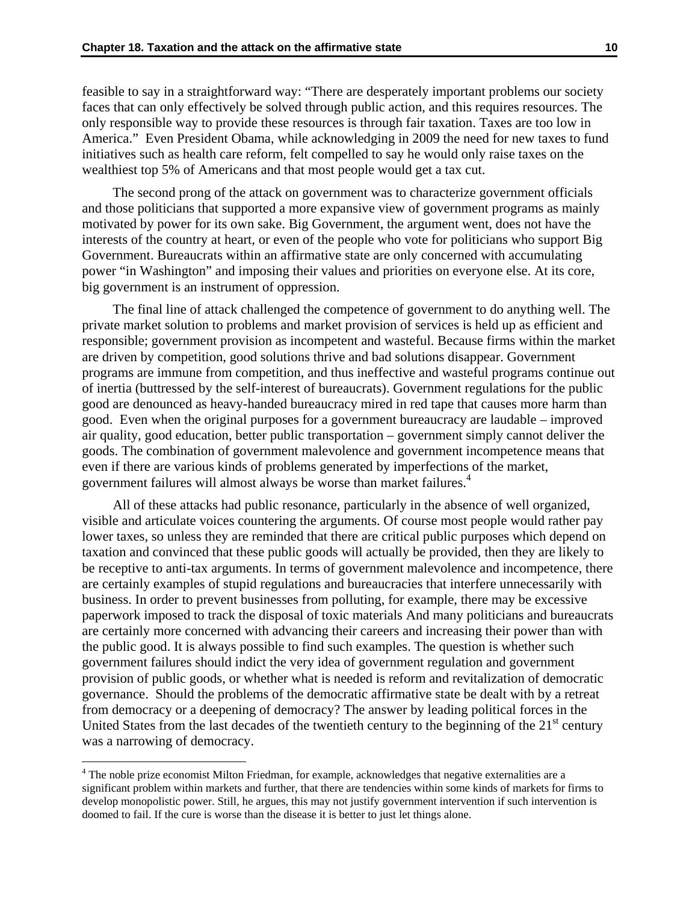feasible to say in a straightforward way: "There are desperately important problems our society faces that can only effectively be solved through public action, and this requires resources. The only responsible way to provide these resources is through fair taxation. Taxes are too low in America." Even President Obama, while acknowledging in 2009 the need for new taxes to fund initiatives such as health care reform, felt compelled to say he would only raise taxes on the wealthiest top 5% of Americans and that most people would get a tax cut.

The second prong of the attack on government was to characterize government officials and those politicians that supported a more expansive view of government programs as mainly motivated by power for its own sake. Big Government, the argument went, does not have the interests of the country at heart, or even of the people who vote for politicians who support Big Government. Bureaucrats within an affirmative state are only concerned with accumulating power "in Washington" and imposing their values and priorities on everyone else. At its core, big government is an instrument of oppression.

The final line of attack challenged the competence of government to do anything well. The private market solution to problems and market provision of services is held up as efficient and responsible; government provision as incompetent and wasteful. Because firms within the market are driven by competition, good solutions thrive and bad solutions disappear. Government programs are immune from competition, and thus ineffective and wasteful programs continue out of inertia (buttressed by the self-interest of bureaucrats). Government regulations for the public good are denounced as heavy-handed bureaucracy mired in red tape that causes more harm than good. Even when the original purposes for a government bureaucracy are laudable – improved air quality, good education, better public transportation – government simply cannot deliver the goods. The combination of government malevolence and government incompetence means that even if there are various kinds of problems generated by imperfections of the market, government failures will almost always be worse than market failures.[4]

All of these attacks had public resonance, particularly in the absence of well organized, visible and articulate voices countering the arguments. Of course most people would rather pay lower taxes, so unless they are reminded that there are critical public purposes which depend on taxation and convinced that these public goods will actually be provided, then they are likely to be receptive to anti-tax arguments. In terms of government malevolence and incompetence, there are certainly examples of stupid regulations and bureaucracies that interfere unnecessarily with business. In order to prevent businesses from polluting, for example, there may be excessive paperwork imposed to track the disposal of toxic materials And many politicians and bureaucrats are certainly more concerned with advancing their careers and increasing their power than with the public good. It is always possible to find such examples. The question is whether such government failures should indict the very idea of government regulation and government provision of public goods, or whether what is needed is reform and revitalization of democratic governance. Should the problems of the democratic affirmative state be dealt with by a retreat from democracy or a deepening of democracy? The answer by leading political forces in the United States from the last decades of the twentieth century to the beginning of the 21st century was a narrowing of democracy.

---

[4] The noble prize economist Milton Friedman, for example, acknowledges that negative externalities are a significant problem within markets and further, that there are tendencies within some kinds of markets for firms to develop monopolistic power. Still, he argues, this may not justify government intervention if such intervention is doomed to fail. If the cure is worse than the disease it is better to just let things alone.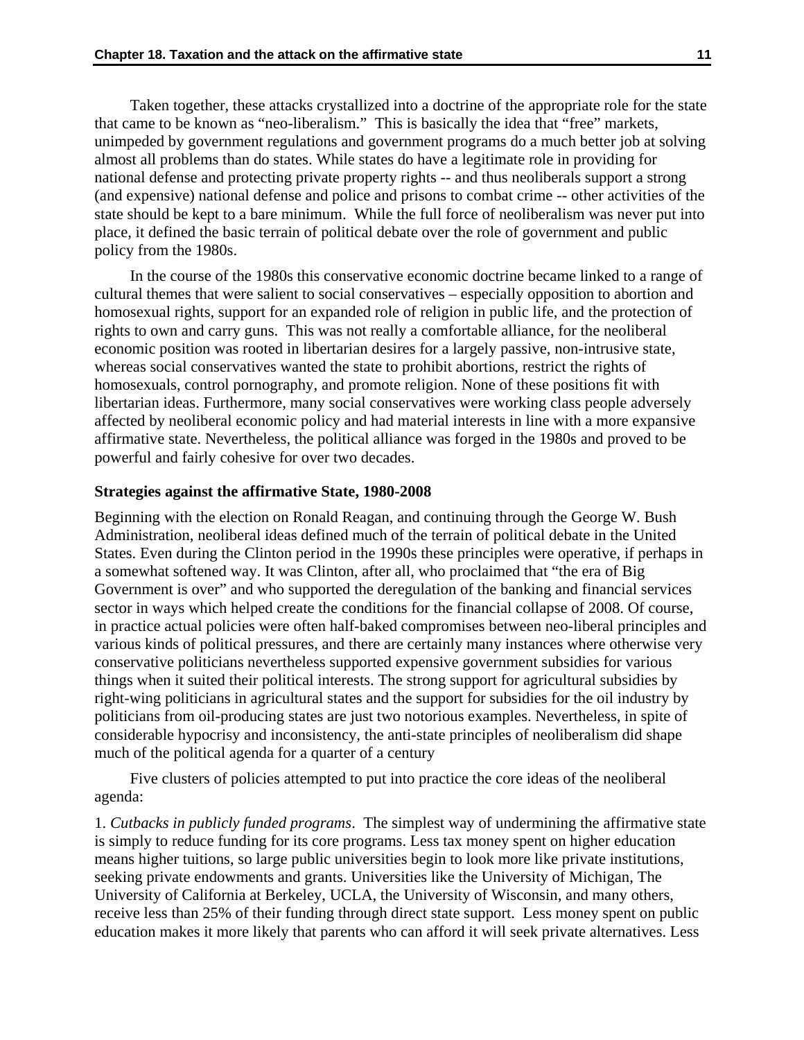Taken together, these attacks crystallized into a doctrine of the appropriate role for the state that came to be known as "neo-liberalism." This is basically the idea that "free" markets, unimpeded by government regulations and government programs do a much better job at solving almost all problems than do states. While states do have a legitimate role in providing for national defense and protecting private property rights -- and thus neoliberals support a strong (and expensive) national defense and police and prisons to combat crime -- other activities of the state should be kept to a bare minimum. While the full force of neoliberalism was never put into place, it defined the basic terrain of political debate over the role of government and public policy from the 1980s.

In the course of the 1980s this conservative economic doctrine became linked to a range of cultural themes that were salient to social conservatives – especially opposition to abortion and homosexual rights, support for an expanded role of religion in public life, and the protection of rights to own and carry guns. This was not really a comfortable alliance, for the neoliberal economic position was rooted in libertarian desires for a largely passive, non-intrusive state, whereas social conservatives wanted the state to prohibit abortions, restrict the rights of homosexuals, control pornography, and promote religion. None of these positions fit with libertarian ideas. Furthermore, many social conservatives were working class people adversely affected by neoliberal economic policy and had material interests in line with a more expansive affirmative state. Nevertheless, the political alliance was forged in the 1980s and proved to be powerful and fairly cohesive for over two decades.

**Strategies against the affirmative State, 1980-2008**

Beginning with the election on Ronald Reagan, and continuing through the George W. Bush Administration, neoliberal ideas defined much of the terrain of political debate in the United States. Even during the Clinton period in the 1990s these principles were operative, if perhaps in a somewhat softened way. It was Clinton, after all, who proclaimed that "the era of Big Government is over" and who supported the deregulation of the banking and financial services sector in ways which helped create the conditions for the financial collapse of 2008. Of course, in practice actual policies were often half-baked compromises between neo-liberal principles and various kinds of political pressures, and there are certainly many instances where otherwise very conservative politicians nevertheless supported expensive government subsidies for various things when it suited their political interests. The strong support for agricultural subsidies by right-wing politicians in agricultural states and the support for subsidies for the oil industry by politicians from oil-producing states are just two notorious examples. Nevertheless, in spite of considerable hypocrisy and inconsistency, the anti-state principles of neoliberalism did shape much of the political agenda for a quarter of a century

Five clusters of policies attempted to put into practice the core ideas of the neoliberal agenda:

1. *Cutbacks in publicly funded programs*. The simplest way of undermining the affirmative state is simply to reduce funding for its core programs. Less tax money spent on higher education means higher tuitions, so large public universities begin to look more like private institutions, seeking private endowments and grants. Universities like the University of Michigan, The University of California at Berkeley, UCLA, the University of Wisconsin, and many others, receive less than 25% of their funding through direct state support. Less money spent on public education makes it more likely that parents who can afford it will seek private alternatives. Less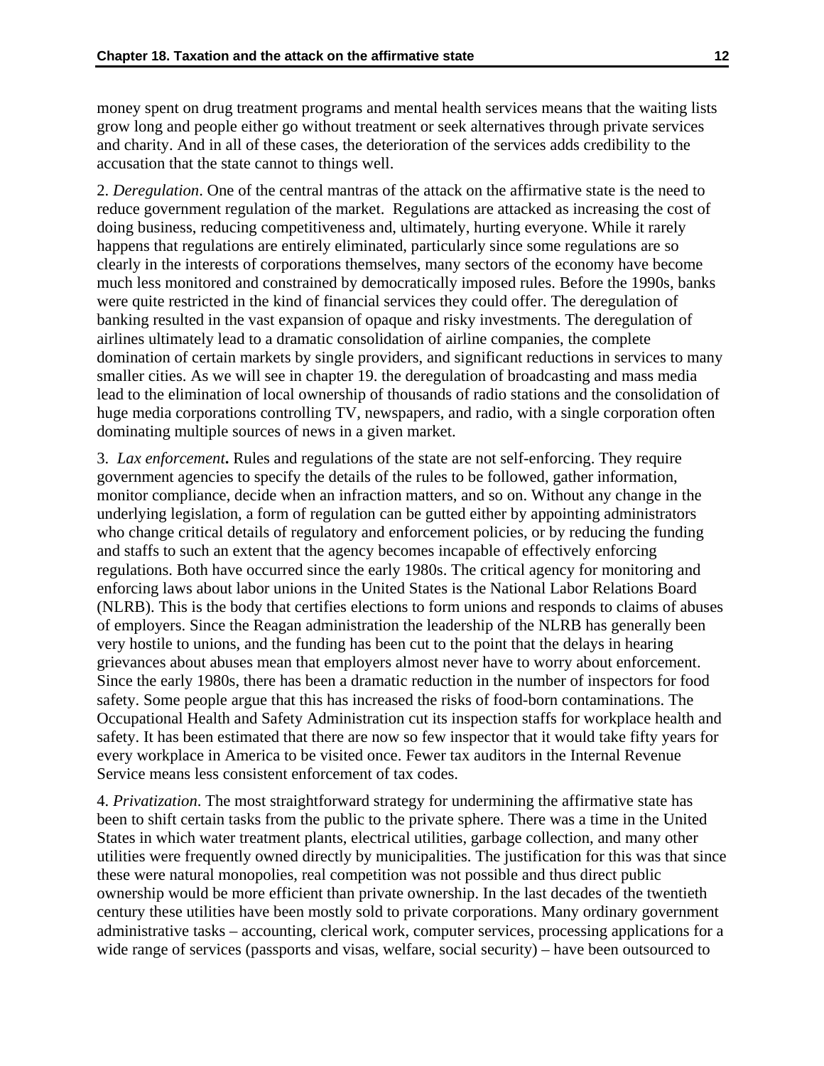money spent on drug treatment programs and mental health services means that the waiting lists grow long and people either go without treatment or seek alternatives through private services and charity. And in all of these cases, the deterioration of the services adds credibility to the accusation that the state cannot to things well.

2. *Deregulation*. One of the central mantras of the attack on the affirmative state is the need to reduce government regulation of the market. Regulations are attacked as increasing the cost of doing business, reducing competitiveness and, ultimately, hurting everyone. While it rarely happens that regulations are entirely eliminated, particularly since some regulations are so clearly in the interests of corporations themselves, many sectors of the economy have become much less monitored and constrained by democratically imposed rules. Before the 1990s, banks were quite restricted in the kind of financial services they could offer. The deregulation of banking resulted in the vast expansion of opaque and risky investments. The deregulation of airlines ultimately lead to a dramatic consolidation of airline companies, the complete domination of certain markets by single providers, and significant reductions in services to many smaller cities. As we will see in chapter 19. the deregulation of broadcasting and mass media lead to the elimination of local ownership of thousands of radio stations and the consolidation of huge media corporations controlling TV, newspapers, and radio, with a single corporation often dominating multiple sources of news in a given market.

3. *Lax enforcement***.** Rules and regulations of the state are not self-enforcing. They require government agencies to specify the details of the rules to be followed, gather information, monitor compliance, decide when an infraction matters, and so on. Without any change in the underlying legislation, a form of regulation can be gutted either by appointing administrators who change critical details of regulatory and enforcement policies, or by reducing the funding and staffs to such an extent that the agency becomes incapable of effectively enforcing regulations. Both have occurred since the early 1980s. The critical agency for monitoring and enforcing laws about labor unions in the United States is the National Labor Relations Board (NLRB). This is the body that certifies elections to form unions and responds to claims of abuses of employers. Since the Reagan administration the leadership of the NLRB has generally been very hostile to unions, and the funding has been cut to the point that the delays in hearing grievances about abuses mean that employers almost never have to worry about enforcement. Since the early 1980s, there has been a dramatic reduction in the number of inspectors for food safety. Some people argue that this has increased the risks of food-born contaminations. The Occupational Health and Safety Administration cut its inspection staffs for workplace health and safety. It has been estimated that there are now so few inspector that it would take fifty years for every workplace in America to be visited once. Fewer tax auditors in the Internal Revenue Service means less consistent enforcement of tax codes.

4. *Privatization*. The most straightforward strategy for undermining the affirmative state has been to shift certain tasks from the public to the private sphere. There was a time in the United States in which water treatment plants, electrical utilities, garbage collection, and many other utilities were frequently owned directly by municipalities. The justification for this was that since these were natural monopolies, real competition was not possible and thus direct public ownership would be more efficient than private ownership. In the last decades of the twentieth century these utilities have been mostly sold to private corporations. Many ordinary government administrative tasks – accounting, clerical work, computer services, processing applications for a wide range of services (passports and visas, welfare, social security) – have been outsourced to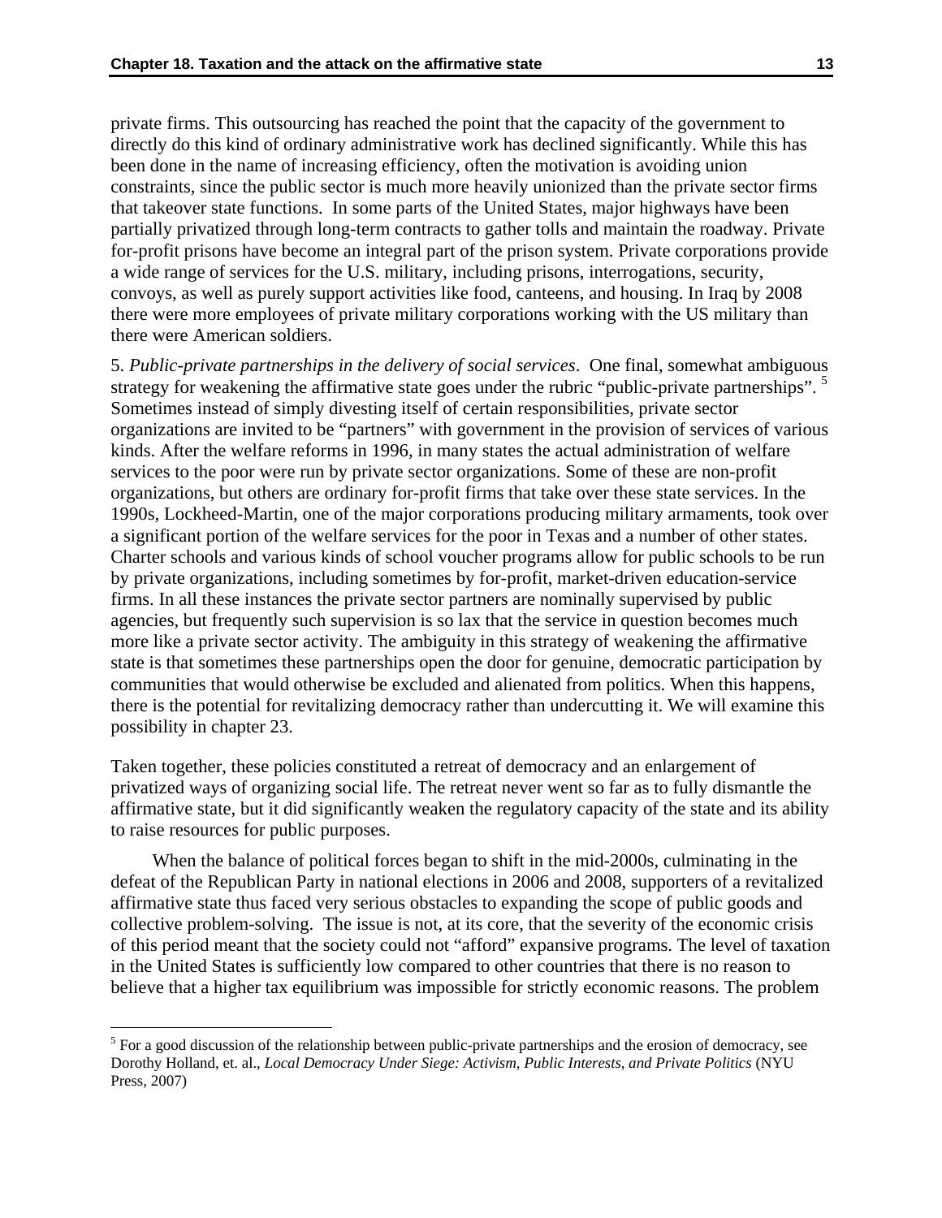private firms. This outsourcing has reached the point that the capacity of the government to directly do this kind of ordinary administrative work has declined significantly. While this has been done in the name of increasing efficiency, often the motivation is avoiding union constraints, since the public sector is much more heavily unionized than the private sector firms that takeover state functions. In some parts of the United States, major highways have been partially privatized through long-term contracts to gather tolls and maintain the roadway. Private for-profit prisons have become an integral part of the prison system. Private corporations provide a wide range of services for the U.S. military, including prisons, interrogations, security, convoys, as well as purely support activities like food, canteens, and housing. In Iraq by 2008 there were more employees of private military corporations working with the US military than there were American soldiers.

5. *Public-private partnerships in the delivery of social services*. One final, somewhat ambiguous strategy for weakening the affirmative state goes under the rubric "public-private partnerships".[5] Sometimes instead of simply divesting itself of certain responsibilities, private sector organizations are invited to be "partners" with government in the provision of services of various kinds. After the welfare reforms in 1996, in many states the actual administration of welfare services to the poor were run by private sector organizations. Some of these are non-profit organizations, but others are ordinary for-profit firms that take over these state services. In the 1990s, Lockheed-Martin, one of the major corporations producing military armaments, took over a significant portion of the welfare services for the poor in Texas and a number of other states. Charter schools and various kinds of school voucher programs allow for public schools to be run by private organizations, including sometimes by for-profit, market-driven education-service firms. In all these instances the private sector partners are nominally supervised by public agencies, but frequently such supervision is so lax that the service in question becomes much more like a private sector activity. The ambiguity in this strategy of weakening the affirmative state is that sometimes these partnerships open the door for genuine, democratic participation by communities that would otherwise be excluded and alienated from politics. When this happens, there is the potential for revitalizing democracy rather than undercutting it. We will examine this possibility in chapter 23.

Taken together, these policies constituted a retreat of democracy and an enlargement of privatized ways of organizing social life. The retreat never went so far as to fully dismantle the affirmative state, but it did significantly weaken the regulatory capacity of the state and its ability to raise resources for public purposes.

When the balance of political forces began to shift in the mid-2000s, culminating in the defeat of the Republican Party in national elections in 2006 and 2008, supporters of a revitalized affirmative state thus faced very serious obstacles to expanding the scope of public goods and collective problem-solving. The issue is not, at its core, that the severity of the economic crisis of this period meant that the society could not "afford" expansive programs. The level of taxation in the United States is sufficiently low compared to other countries that there is no reason to believe that a higher tax equilibrium was impossible for strictly economic reasons. The problem

[5] For a good discussion of the relationship between public-private partnerships and the erosion of democracy, see Dorothy Holland, et. al., *Local Democracy Under Siege: Activism, Public Interests, and Private Politics* (NYU Press, 2007)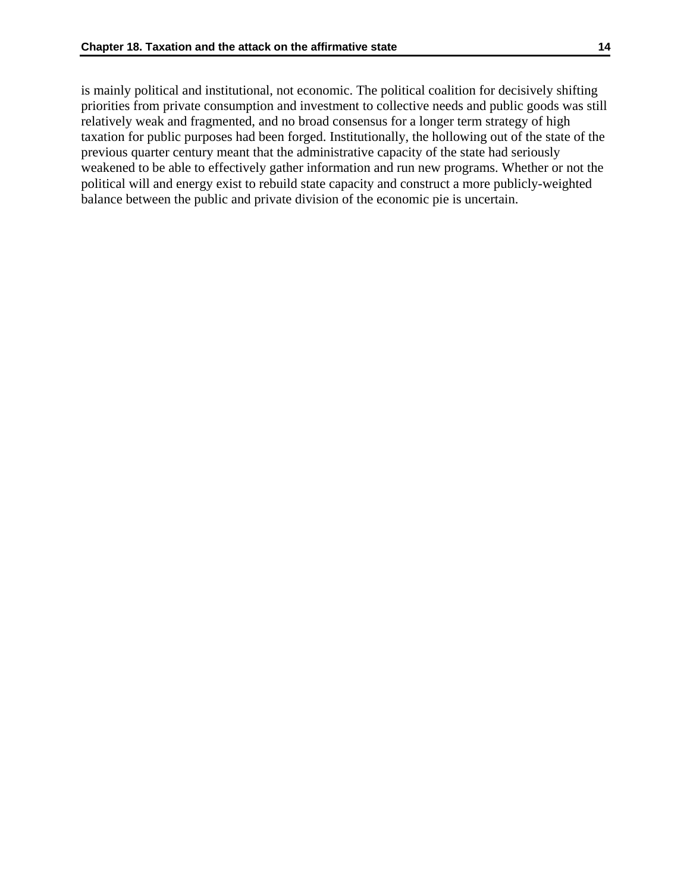is mainly political and institutional, not economic. The political coalition for decisively shifting priorities from private consumption and investment to collective needs and public goods was still relatively weak and fragmented, and no broad consensus for a longer term strategy of high taxation for public purposes had been forged. Institutionally, the hollowing out of the state of the previous quarter century meant that the administrative capacity of the state had seriously weakened to be able to effectively gather information and run new programs. Whether or not the political will and energy exist to rebuild state capacity and construct a more publicly-weighted balance between the public and private division of the economic pie is uncertain.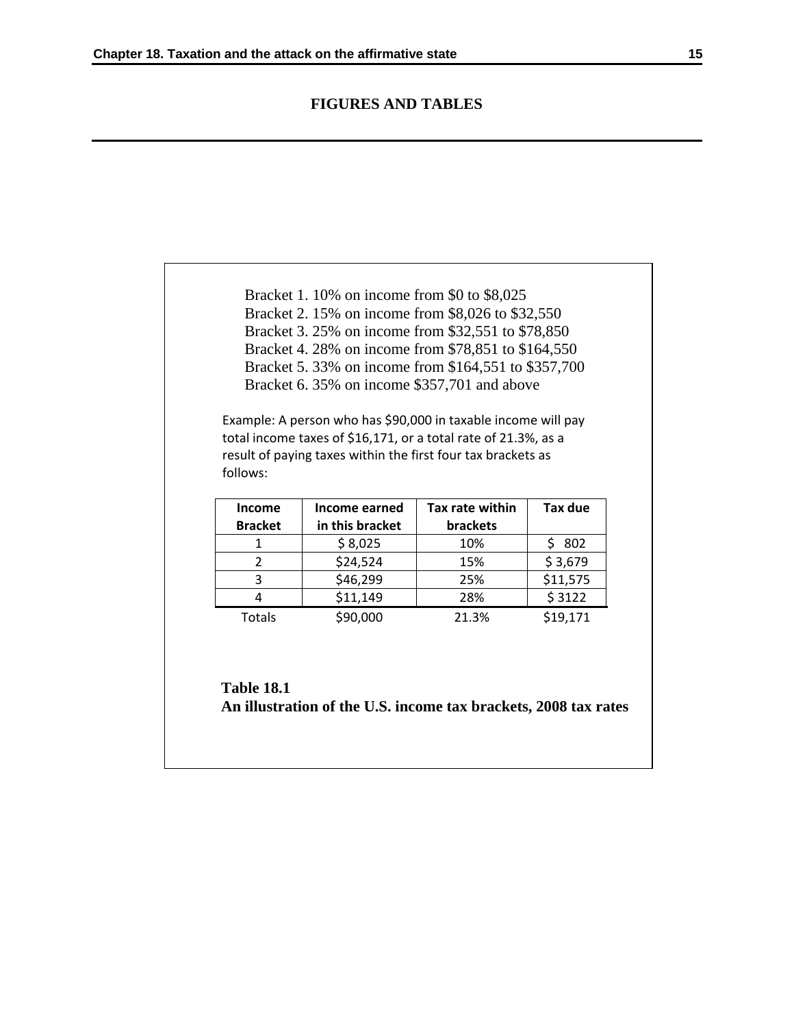## FIGURES AND TABLES

Bracket 1. 10% on income from $0 to $8,025
Bracket 2. 15% on income from $8,026 to $32,550
Bracket 3. 25% on income from $32,551 to $78,850
Bracket 4. 28% on income from $78,851 to $164,550
Bracket 5. 33% on income from $164,551 to $357,700
Bracket 6. 35% on income $357,701 and above

Example: A person who has $90,000 in taxable income will pay total income taxes of $16,171, or a total rate of 21.3%, as a result of paying taxes within the first four tax brackets as follows:

| Income Bracket | Income earned in this bracket | Tax rate within brackets | Tax due |
|---|---|---|---|
| 1 | $ 8,025 | 10% | $ 802 |
| 2 | $24,524 | 15% | $ 3,679 |
| 3 | $46,299 | 25% | $11,575 |
| 4 | $11,149 | 28% | $ 3122 |
| Totals | $90,000 | 21.3% | $19,171 |

**Table 18.1**
**An illustration of the U.S. income tax brackets, 2008 tax rates**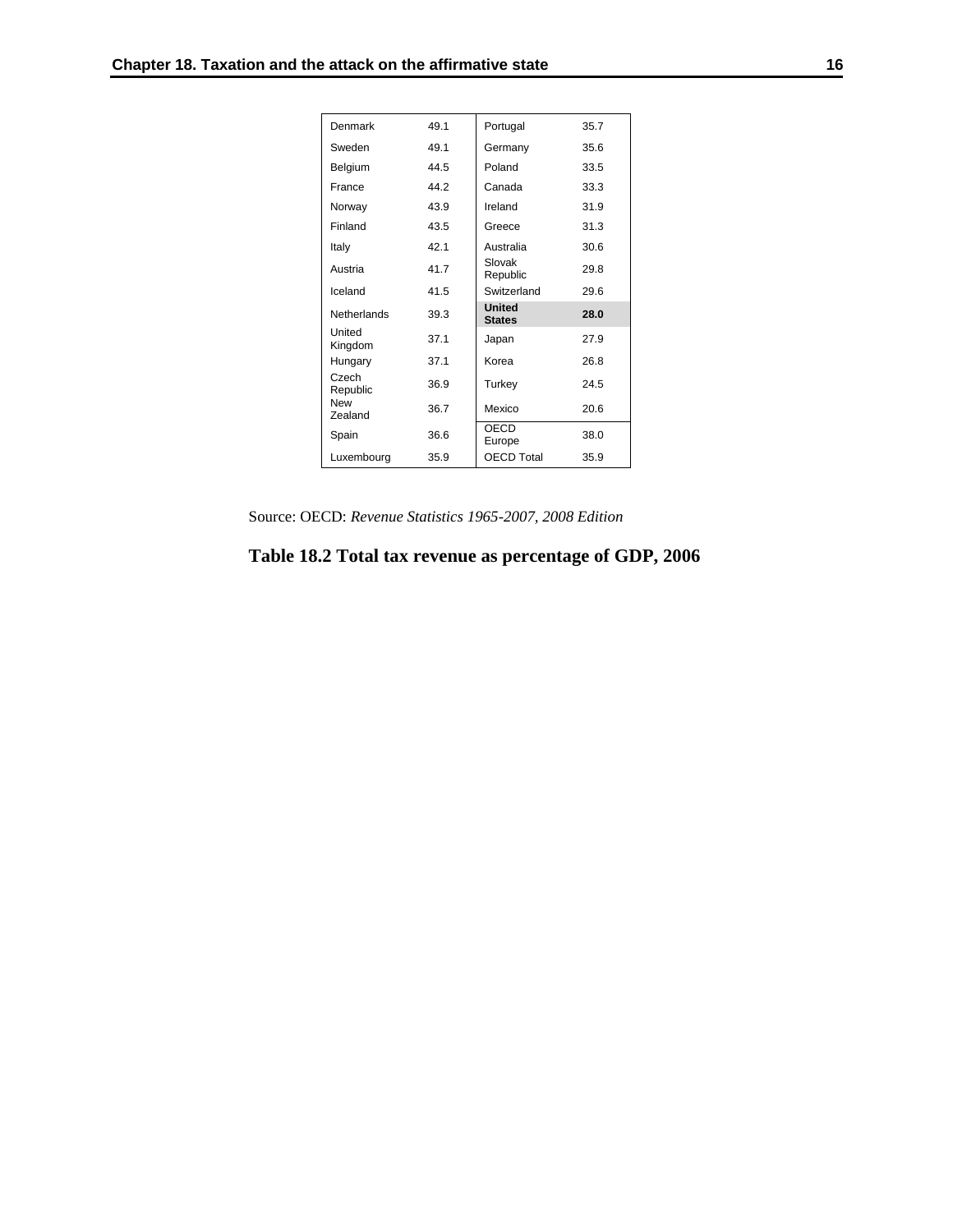| | | | |
|---|---|---|---|
| Denmark | 49.1 | Portugal | 35.7 |
| Sweden | 49.1 | Germany | 35.6 |
| Belgium | 44.5 | Poland | 33.5 |
| France | 44.2 | Canada | 33.3 |
| Norway | 43.9 | Ireland | 31.9 |
| Finland | 43.5 | Greece | 31.3 |
| Italy | 42.1 | Australia | 30.6 |
| Austria | 41.7 | Slovak Republic | 29.8 |
| Iceland | 41.5 | Switzerland | 29.6 |
| Netherlands | 39.3 | **United States** | **28.0** |
| United Kingdom | 37.1 | Japan | 27.9 |
| Hungary | 37.1 | Korea | 26.8 |
| Czech Republic | 36.9 | Turkey | 24.5 |
| New Zealand | 36.7 | Mexico | 20.6 |
| Spain | 36.6 | OECD Europe | 38.0 |
| Luxembourg | 35.9 | OECD Total | 35.9 |

Source: OECD: *Revenue Statistics 1965-2007, 2008 Edition*

**Table 18.2 Total tax revenue as percentage of GDP, 2006**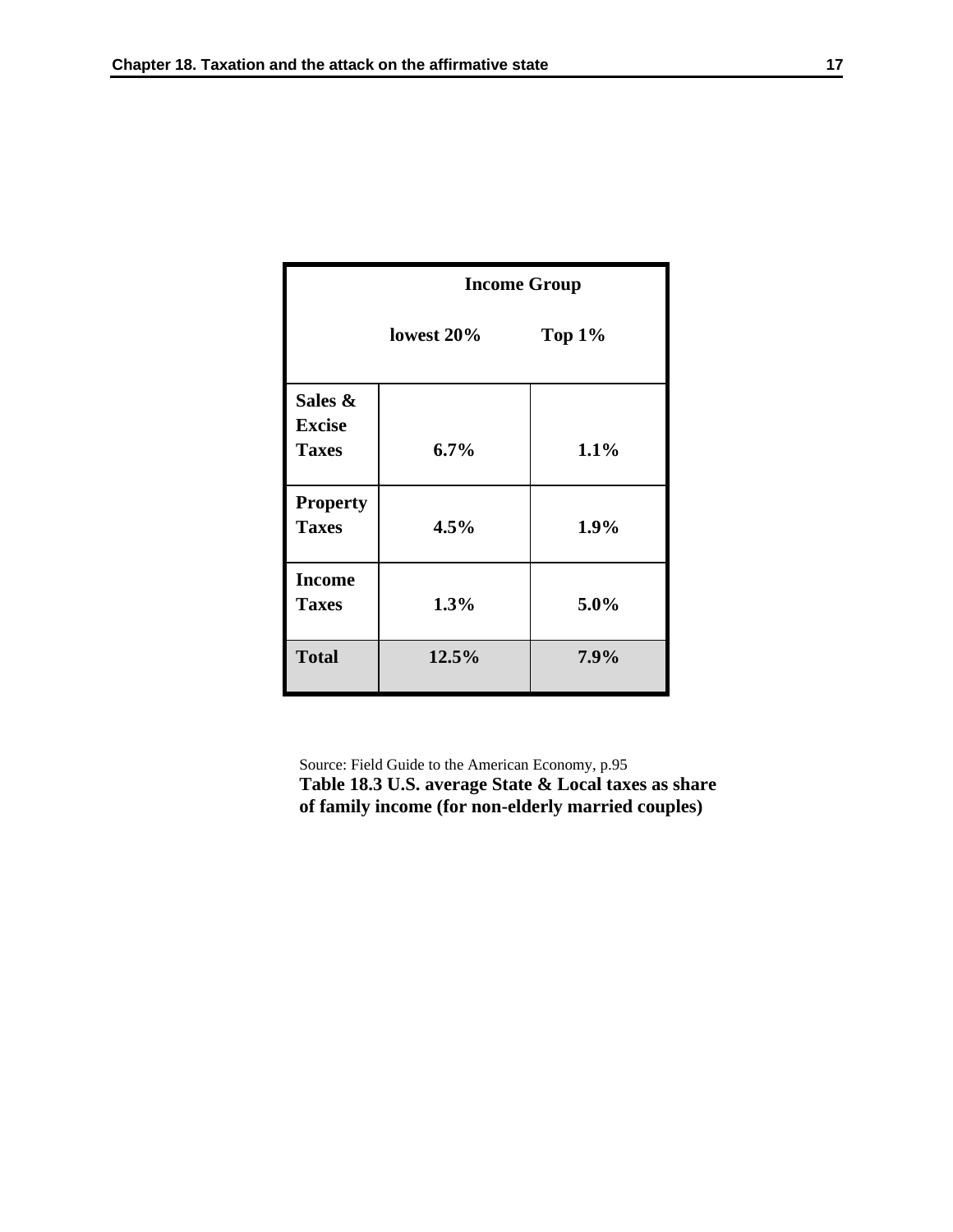| | Income Group | |
| --- | --- | --- |
| | lowest 20% | Top 1% |
| **Sales & Excise Taxes** | **6.7%** | **1.1%** |
| **Property Taxes** | **4.5%** | **1.9%** |
| **Income Taxes** | **1.3%** | **5.0%** |
| **Total** | **12.5%** | **7.9%** |

Source: Field Guide to the American Economy, p.95

**Table 18.3 U.S. average State & Local taxes as share of family income (for non-elderly married couples)**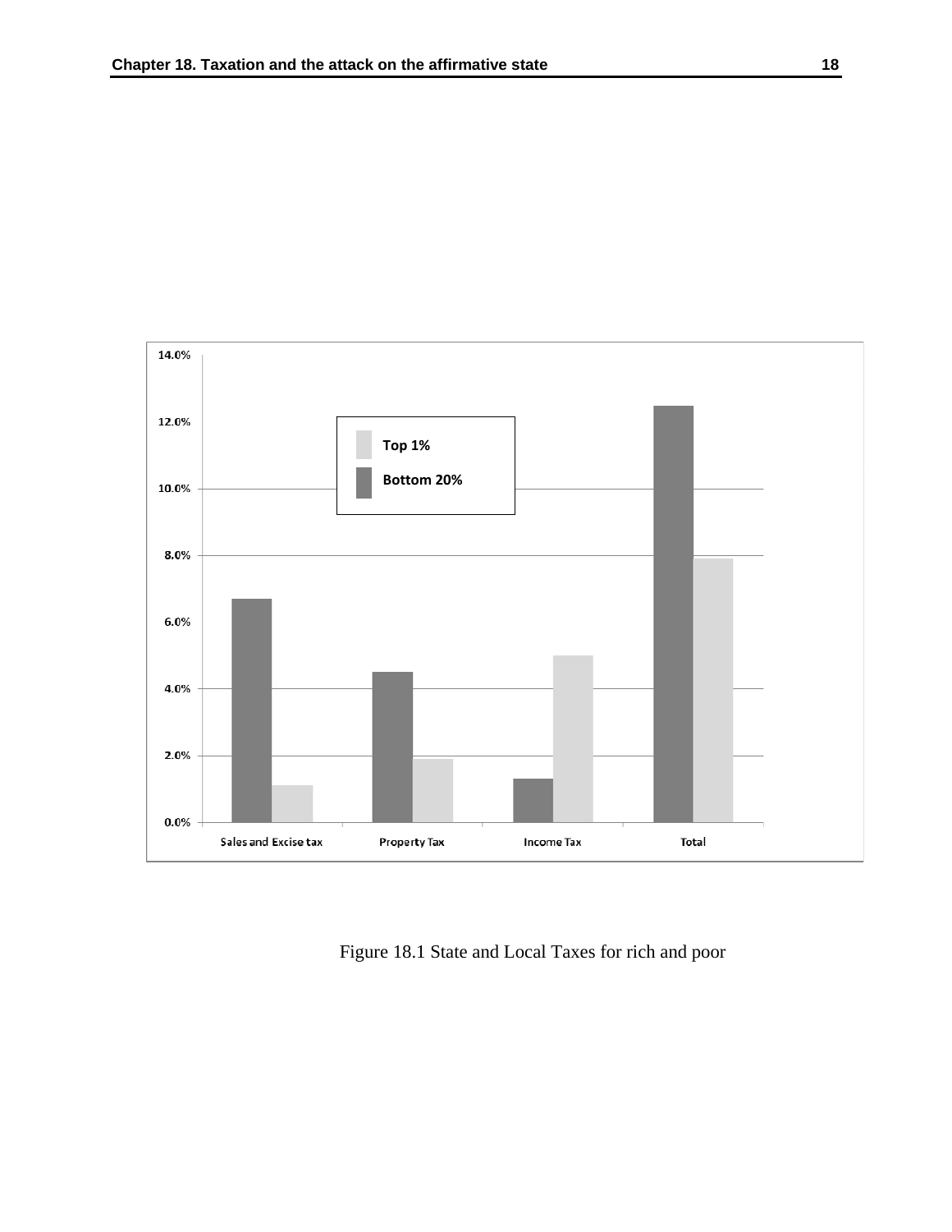14.0%
12.0%
10.0%
8.0%
6.0%
4.0%
2.0%
0.0%

Top 1%
Bottom 20%

Sales and Excise tax
Property Tax
Income Tax
Total

Figure 18.1 State and Local Taxes for rich and poor